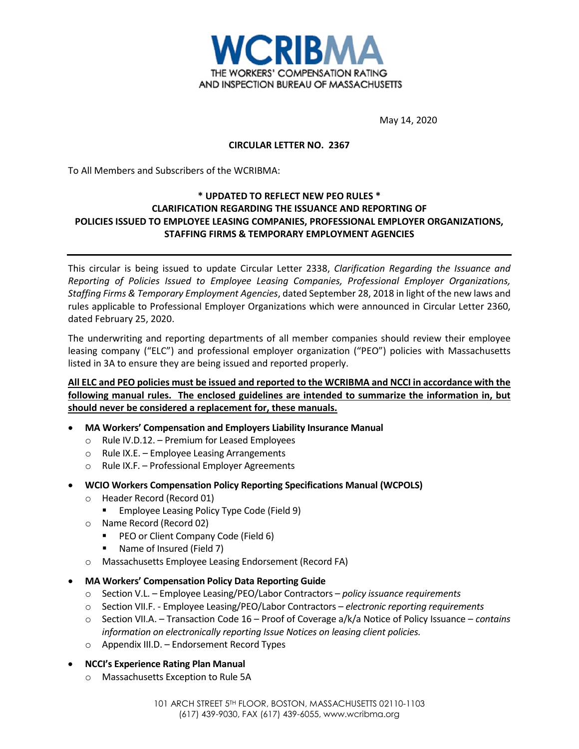WCRIBMA

THE WORKERS' COMPENSATION RATING AND INSPECTION BUREAU OF MASSACHUSETTS

May 14, 2020

**CIRCULAR LETTER NO. 2367**

To All Members and Subscribers of the WCRIBMA:

**\* UPDATED TO REFLECT NEW PEO RULES \***
**CLARIFICATION REGARDING THE ISSUANCE AND REPORTING OF POLICIES ISSUED TO EMPLOYEE LEASING COMPANIES, PROFESSIONAL EMPLOYER ORGANIZATIONS, STAFFING FIRMS & TEMPORARY EMPLOYMENT AGENCIES**

---

This circular is being issued to update Circular Letter 2338, *Clarification Regarding the Issuance and Reporting of Policies Issued to Employee Leasing Companies, Professional Employer Organizations, Staffing Firms & Temporary Employment Agencies*, dated September 28, 2018 in light of the new laws and rules applicable to Professional Employer Organizations which were announced in Circular Letter 2360, dated February 25, 2020.

The underwriting and reporting departments of all member companies should review their employee leasing company ("ELC") and professional employer organization ("PEO") policies with Massachusetts listed in 3A to ensure they are being issued and reported properly.

<u>**All ELC and PEO policies must be issued and reported to the WCRIBMA and NCCI in accordance with the following manual rules. The enclosed guidelines are intended to summarize the information in, but should never be considered a replacement for, these manuals.**</u>

- **MA Workers' Compensation and Employers Liability Insurance Manual**
  - Rule IV.D.12. – Premium for Leased Employees
  - Rule IX.E. – Employee Leasing Arrangements
  - Rule IX.F. – Professional Employer Agreements
- **WCIO Workers Compensation Policy Reporting Specifications Manual (WCPOLS)**
  - Header Record (Record 01)
    - Employee Leasing Policy Type Code (Field 9)
  - Name Record (Record 02)
    - PEO or Client Company Code (Field 6)
    - Name of Insured (Field 7)
  - Massachusetts Employee Leasing Endorsement (Record FA)
- **MA Workers' Compensation Policy Data Reporting Guide**
  - Section V.L. – Employee Leasing/PEO/Labor Contractors – *policy issuance requirements*
  - Section VII.F. - Employee Leasing/PEO/Labor Contractors – *electronic reporting requirements*
  - Section VII.A. – Transaction Code 16 – Proof of Coverage a/k/a Notice of Policy Issuance – *contains information on electronically reporting Issue Notices on leasing client policies.*
  - Appendix III.D. – Endorsement Record Types
- **NCCI's Experience Rating Plan Manual**
  - Massachusetts Exception to Rule 5A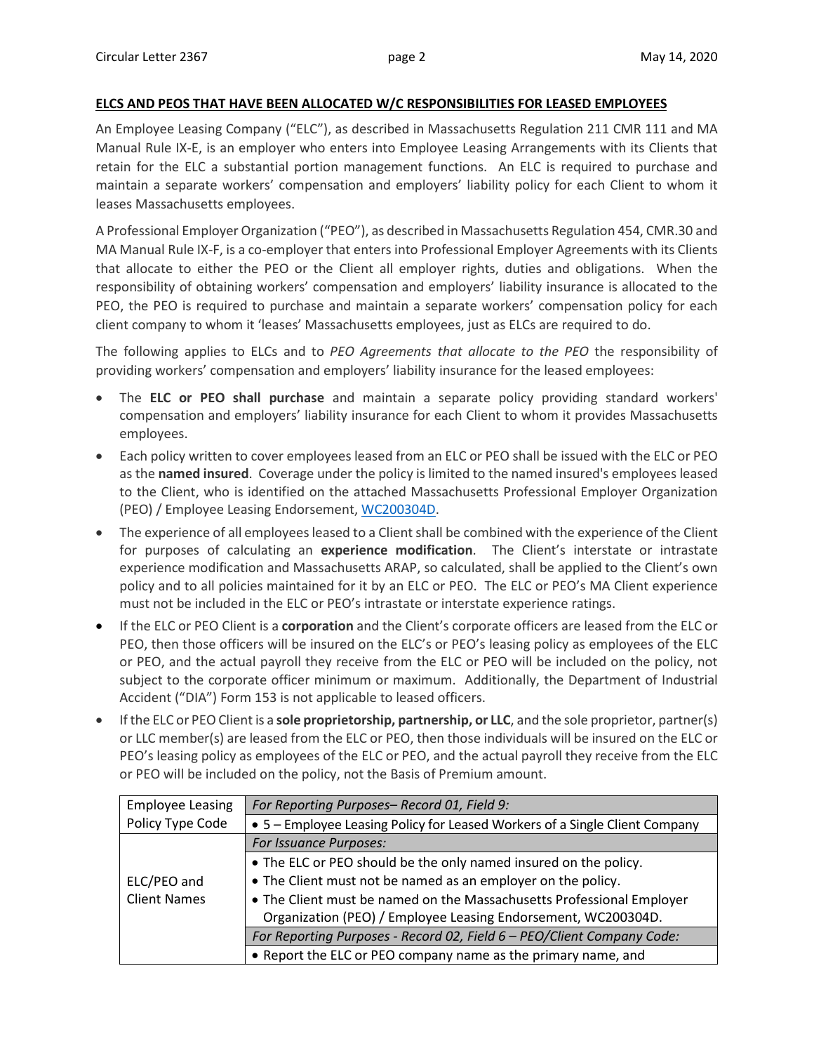**ELCS AND PEOS THAT HAVE BEEN ALLOCATED W/C RESPONSIBILITIES FOR LEASED EMPLOYEES**

An Employee Leasing Company ("ELC"), as described in Massachusetts Regulation 211 CMR 111 and MA Manual Rule IX-E, is an employer who enters into Employee Leasing Arrangements with its Clients that retain for the ELC a substantial portion management functions. An ELC is required to purchase and maintain a separate workers' compensation and employers' liability policy for each Client to whom it leases Massachusetts employees.

A Professional Employer Organization ("PEO"), as described in Massachusetts Regulation 454, CMR.30 and MA Manual Rule IX-F, is a co-employer that enters into Professional Employer Agreements with its Clients that allocate to either the PEO or the Client all employer rights, duties and obligations. When the responsibility of obtaining workers' compensation and employers' liability insurance is allocated to the PEO, the PEO is required to purchase and maintain a separate workers' compensation policy for each client company to whom it 'leases' Massachusetts employees, just as ELCs are required to do.

The following applies to ELCs and to *PEO Agreements that allocate to the PEO* the responsibility of providing workers' compensation and employers' liability insurance for the leased employees:

- The **ELC or PEO shall purchase** and maintain a separate policy providing standard workers' compensation and employers' liability insurance for each Client to whom it provides Massachusetts employees.
- Each policy written to cover employees leased from an ELC or PEO shall be issued with the ELC or PEO as the **named insured**. Coverage under the policy is limited to the named insured's employees leased to the Client, who is identified on the attached Massachusetts Professional Employer Organization (PEO) / Employee Leasing Endorsement, WC200304D.
- The experience of all employees leased to a Client shall be combined with the experience of the Client for purposes of calculating an **experience modification**. The Client's interstate or intrastate experience modification and Massachusetts ARAP, so calculated, shall be applied to the Client's own policy and to all policies maintained for it by an ELC or PEO. The ELC or PEO's MA Client experience must not be included in the ELC or PEO's intrastate or interstate experience ratings.
- If the ELC or PEO Client is a **corporation** and the Client's corporate officers are leased from the ELC or PEO, then those officers will be insured on the ELC's or PEO's leasing policy as employees of the ELC or PEO, and the actual payroll they receive from the ELC or PEO will be included on the policy, not subject to the corporate officer minimum or maximum. Additionally, the Department of Industrial Accident ("DIA") Form 153 is not applicable to leased officers.
- If the ELC or PEO Client is a **sole proprietorship, partnership, or LLC**, and the sole proprietor, partner(s) or LLC member(s) are leased from the ELC or PEO, then those individuals will be insured on the ELC or PEO's leasing policy as employees of the ELC or PEO, and the actual payroll they receive from the ELC or PEO will be included on the policy, not the Basis of Premium amount.

| | |
|---|---|
| Employee Leasing Policy Type Code | *For Reporting Purposes– Record 01, Field 9:* |
| | • 5 – Employee Leasing Policy for Leased Workers of a Single Client Company |
| ELC/PEO and Client Names | *For Issuance Purposes:* |
| | • The ELC or PEO should be the only named insured on the policy.<br>• The Client must not be named as an employer on the policy.<br>• The Client must be named on the Massachusetts Professional Employer Organization (PEO) / Employee Leasing Endorsement, WC200304D. |
| | *For Reporting Purposes - Record 02, Field 6 – PEO/Client Company Code:* |
| | • Report the ELC or PEO company name as the primary name, and |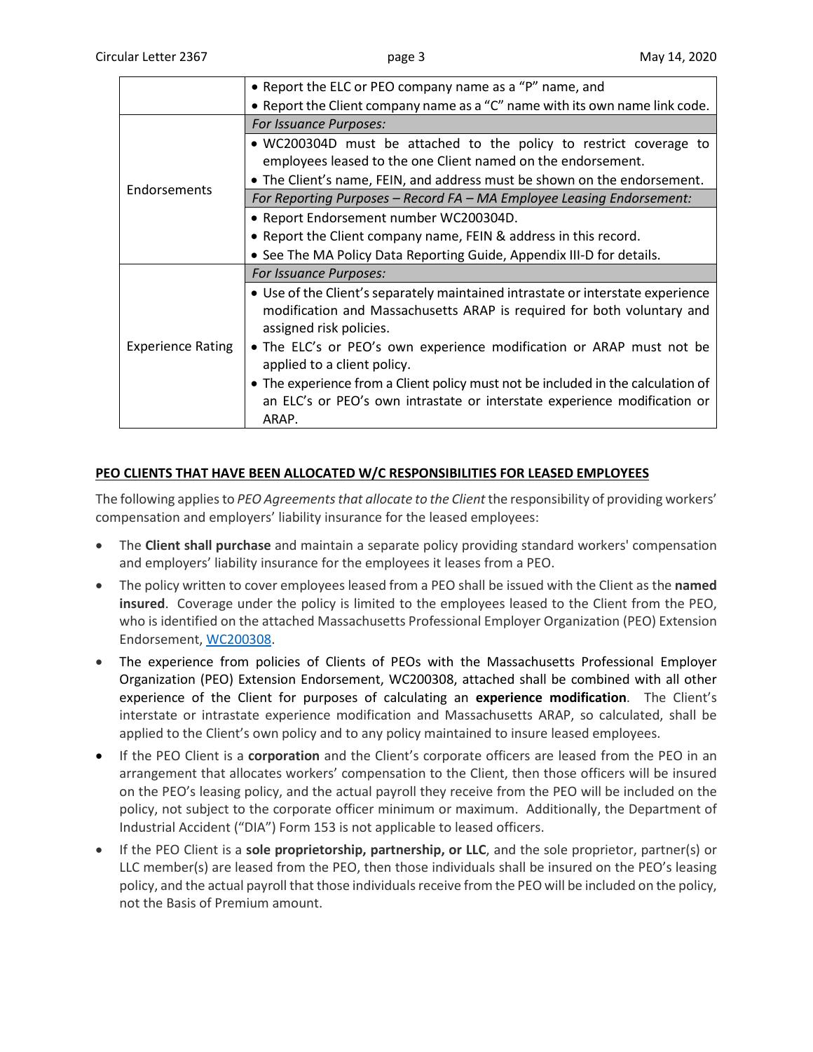| | |
|---|---|
| | • Report the ELC or PEO company name as a "P" name, and<br>• Report the Client company name as a "C" name with its own name link code. |
| Endorsements | *For Issuance Purposes:*<br>• WC200304D must be attached to the policy to restrict coverage to employees leased to the one Client named on the endorsement.<br>• The Client's name, FEIN, and address must be shown on the endorsement.<br>*For Reporting Purposes – Record FA – MA Employee Leasing Endorsement:*<br>• Report Endorsement number WC200304D.<br>• Report the Client company name, FEIN & address in this record.<br>• See The MA Policy Data Reporting Guide, Appendix III-D for details. |
| Experience Rating | *For Issuance Purposes:*<br>• Use of the Client's separately maintained intrastate or interstate experience modification and Massachusetts ARAP is required for both voluntary and assigned risk policies.<br>• The ELC's or PEO's own experience modification or ARAP must not be applied to a client policy.<br>• The experience from a Client policy must not be included in the calculation of an ELC's or PEO's own intrastate or interstate experience modification or ARAP. |

## PEO CLIENTS THAT HAVE BEEN ALLOCATED W/C RESPONSIBILITIES FOR LEASED EMPLOYEES

The following applies to *PEO Agreements that allocate to the Client* the responsibility of providing workers' compensation and employers' liability insurance for the leased employees:

- The **Client shall purchase** and maintain a separate policy providing standard workers' compensation and employers' liability insurance for the employees it leases from a PEO.
- The policy written to cover employees leased from a PEO shall be issued with the Client as the **named insured**. Coverage under the policy is limited to the employees leased to the Client from the PEO, who is identified on the attached Massachusetts Professional Employer Organization (PEO) Extension Endorsement, WC200308.
- The experience from policies of Clients of PEOs with the Massachusetts Professional Employer Organization (PEO) Extension Endorsement, WC200308, attached shall be combined with all other experience of the Client for purposes of calculating an **experience modification**. The Client's interstate or intrastate experience modification and Massachusetts ARAP, so calculated, shall be applied to the Client's own policy and to any policy maintained to insure leased employees.
- If the PEO Client is a **corporation** and the Client's corporate officers are leased from the PEO in an arrangement that allocates workers' compensation to the Client, then those officers will be insured on the PEO's leasing policy, and the actual payroll they receive from the PEO will be included on the policy, not subject to the corporate officer minimum or maximum. Additionally, the Department of Industrial Accident ("DIA") Form 153 is not applicable to leased officers.
- If the PEO Client is a **sole proprietorship, partnership, or LLC**, and the sole proprietor, partner(s) or LLC member(s) are leased from the PEO, then those individuals shall be insured on the PEO's leasing policy, and the actual payroll that those individuals receive from the PEO will be included on the policy, not the Basis of Premium amount.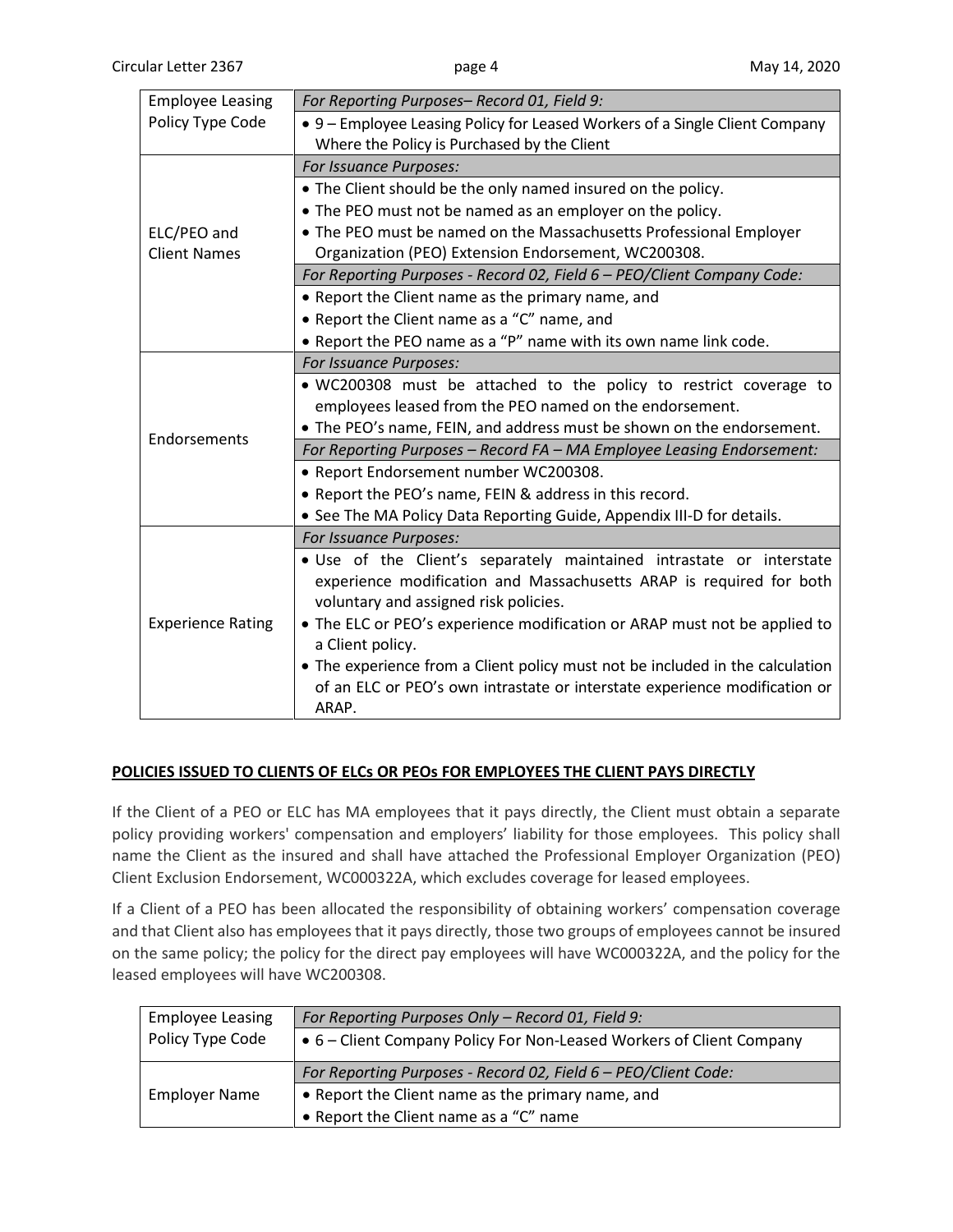| | |
|---|---|
| Employee Leasing Policy Type Code | *For Reporting Purposes– Record 01, Field 9:* |
| | • 9 – Employee Leasing Policy for Leased Workers of a Single Client Company Where the Policy is Purchased by the Client |
| ELC/PEO and Client Names | *For Issuance Purposes:* |
| | • The Client should be the only named insured on the policy.<br>• The PEO must not be named as an employer on the policy.<br>• The PEO must be named on the Massachusetts Professional Employer Organization (PEO) Extension Endorsement, WC200308. |
| | *For Reporting Purposes - Record 02, Field 6 – PEO/Client Company Code:* |
| | • Report the Client name as the primary name, and<br>• Report the Client name as a "C" name, and<br>• Report the PEO name as a "P" name with its own name link code. |
| Endorsements | *For Issuance Purposes:* |
| | • WC200308 must be attached to the policy to restrict coverage to employees leased from the PEO named on the endorsement.<br>• The PEO's name, FEIN, and address must be shown on the endorsement. |
| | *For Reporting Purposes – Record FA – MA Employee Leasing Endorsement:* |
| | • Report Endorsement number WC200308.<br>• Report the PEO's name, FEIN & address in this record.<br>• See The MA Policy Data Reporting Guide, Appendix III-D for details. |
| Experience Rating | *For Issuance Purposes:* |
| | • Use of the Client's separately maintained intrastate or interstate experience modification and Massachusetts ARAP is required for both voluntary and assigned risk policies.<br>• The ELC or PEO's experience modification or ARAP must not be applied to a Client policy.<br>• The experience from a Client policy must not be included in the calculation of an ELC or PEO's own intrastate or interstate experience modification or ARAP. |

## POLICIES ISSUED TO CLIENTS OF ELCs OR PEOs FOR EMPLOYEES THE CLIENT PAYS DIRECTLY

If the Client of a PEO or ELC has MA employees that it pays directly, the Client must obtain a separate policy providing workers' compensation and employers' liability for those employees. This policy shall name the Client as the insured and shall have attached the Professional Employer Organization (PEO) Client Exclusion Endorsement, WC000322A, which excludes coverage for leased employees.

If a Client of a PEO has been allocated the responsibility of obtaining workers' compensation coverage and that Client also has employees that it pays directly, those two groups of employees cannot be insured on the same policy; the policy for the direct pay employees will have WC000322A, and the policy for the leased employees will have WC200308.

| | |
|---|---|
| Employee Leasing Policy Type Code | *For Reporting Purposes Only – Record 01, Field 9:* |
| | • 6 – Client Company Policy For Non-Leased Workers of Client Company |
| Employer Name | *For Reporting Purposes - Record 02, Field 6 – PEO/Client Code:* |
| | • Report the Client name as the primary name, and<br>• Report the Client name as a "C" name |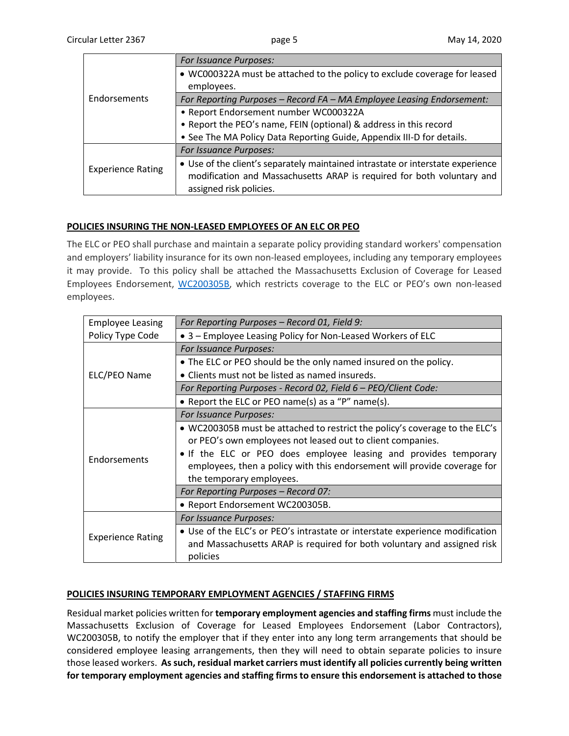| | |
|---|---|
| Endorsements | *For Issuance Purposes:* |
| | • WC000322A must be attached to the policy to exclude coverage for leased employees. |
| | *For Reporting Purposes – Record FA – MA Employee Leasing Endorsement:* |
| | • Report Endorsement number WC000322A<br>• Report the PEO's name, FEIN (optional) & address in this record<br>• See The MA Policy Data Reporting Guide, Appendix III-D for details. |
| Experience Rating | *For Issuance Purposes:* |
| | • Use of the client's separately maintained intrastate or interstate experience modification and Massachusetts ARAP is required for both voluntary and assigned risk policies. |

## POLICIES INSURING THE NON-LEASED EMPLOYEES OF AN ELC OR PEO

The ELC or PEO shall purchase and maintain a separate policy providing standard workers' compensation and employers' liability insurance for its own non-leased employees, including any temporary employees it may provide. To this policy shall be attached the Massachusetts Exclusion of Coverage for Leased Employees Endorsement, WC200305B, which restricts coverage to the ELC or PEO's own non-leased employees.

| | |
|---|---|
| Employee Leasing Policy Type Code | *For Reporting Purposes – Record 01, Field 9:* |
| | • 3 – Employee Leasing Policy for Non-Leased Workers of ELC |
| ELC/PEO Name | *For Issuance Purposes:* |
| | • The ELC or PEO should be the only named insured on the policy.<br>• Clients must not be listed as named insureds. |
| | *For Reporting Purposes - Record 02, Field 6 – PEO/Client Code:* |
| | • Report the ELC or PEO name(s) as a "P" name(s). |
| Endorsements | *For Issuance Purposes:* |
| | • WC200305B must be attached to restrict the policy's coverage to the ELC's or PEO's own employees not leased out to client companies.<br>• If the ELC or PEO does employee leasing and provides temporary employees, then a policy with this endorsement will provide coverage for the temporary employees. |
| | *For Reporting Purposes – Record 07:* |
| | • Report Endorsement WC200305B. |
| Experience Rating | *For Issuance Purposes:* |
| | • Use of the ELC's or PEO's intrastate or interstate experience modification and Massachusetts ARAP is required for both voluntary and assigned risk policies |

## POLICIES INSURING TEMPORARY EMPLOYMENT AGENCIES / STAFFING FIRMS

Residual market policies written for **temporary employment agencies and staffing firms** must include the Massachusetts Exclusion of Coverage for Leased Employees Endorsement (Labor Contractors), WC200305B, to notify the employer that if they enter into any long term arrangements that should be considered employee leasing arrangements, then they will need to obtain separate policies to insure those leased workers. **As such, residual market carriers must identify all policies currently being written for temporary employment agencies and staffing firms to ensure this endorsement is attached to those**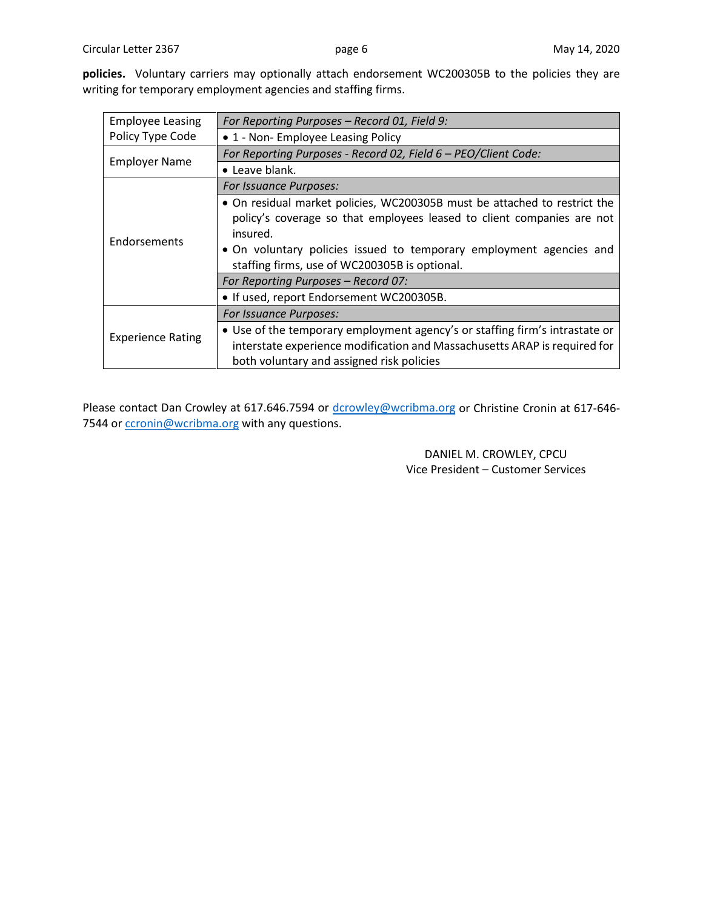**policies.** Voluntary carriers may optionally attach endorsement WC200305B to the policies they are writing for temporary employment agencies and staffing firms.

| | |
|---|---|
| Employee Leasing Policy Type Code | *For Reporting Purposes – Record 01, Field 9:* |
| | • 1 - Non- Employee Leasing Policy |
| Employer Name | *For Reporting Purposes - Record 02, Field 6 – PEO/Client Code:* |
| | • Leave blank. |
| Endorsements | *For Issuance Purposes:* |
| | • On residual market policies, WC200305B must be attached to restrict the policy's coverage so that employees leased to client companies are not insured.<br>• On voluntary policies issued to temporary employment agencies and staffing firms, use of WC200305B is optional. |
| | *For Reporting Purposes – Record 07:* |
| | • If used, report Endorsement WC200305B. |
| Experience Rating | *For Issuance Purposes:* |
| | • Use of the temporary employment agency's or staffing firm's intrastate or interstate experience modification and Massachusetts ARAP is required for both voluntary and assigned risk policies |

Please contact Dan Crowley at 617.646.7594 or dcrowley@wcribma.org or Christine Cronin at 617-646-7544 or ccronin@wcribma.org with any questions.

DANIEL M. CROWLEY, CPCU
Vice President – Customer Services